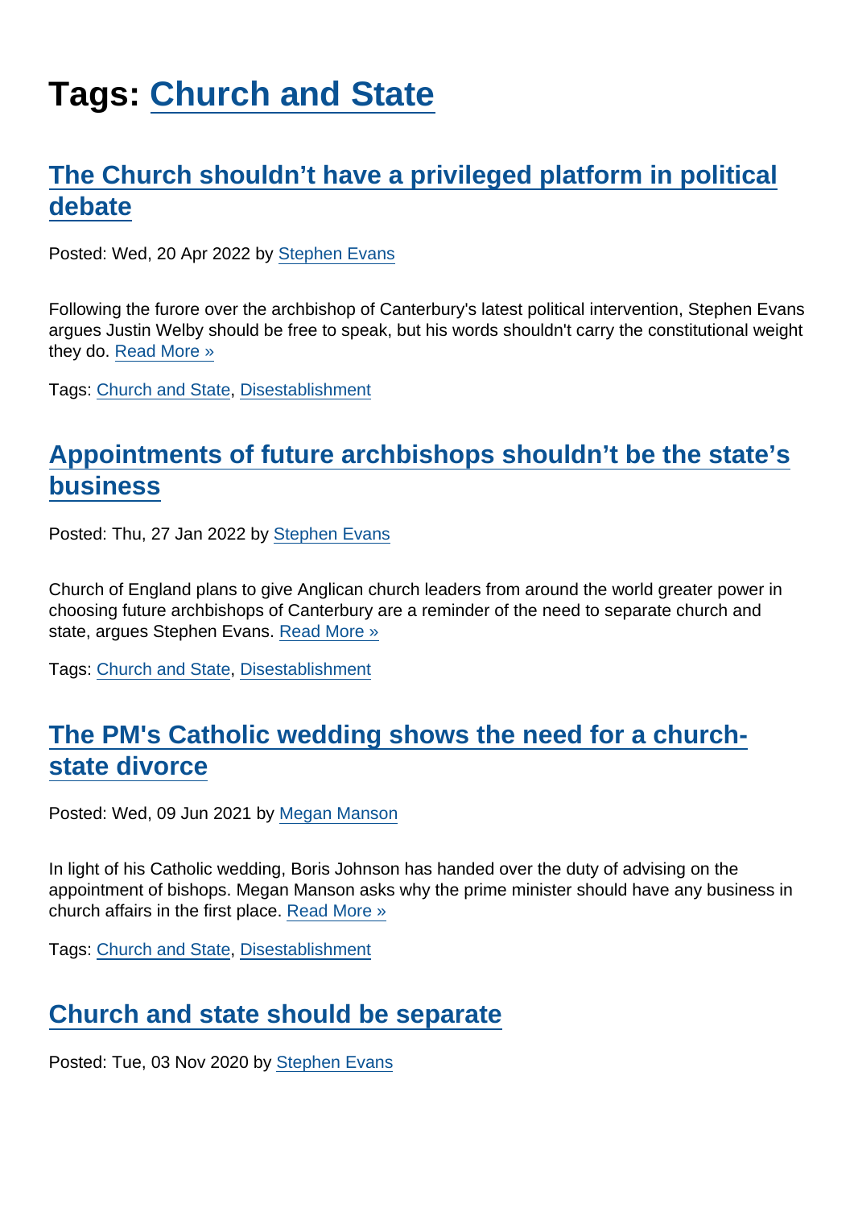# Tags: Church and State

## The Church shouldn’t have a privileged platform in political debate

Posted: Wed, 20 Apr 2022 by Stephen Evans

Following the furore over the archbishop of Canterbury's latest political intervention, Stephen Evans argues Justin Welby should be free to speak, but his words shouldn't carry the constitutional weight they do. Read More »

Tags: Church and State, Disestablishment

## Appointments of future archbishops shouldn’t be the state’s business

Posted: Thu, 27 Jan 2022 by Stephen Evans

Church of England plans to give Anglican church leaders from around the world greater power in choosing future archbishops of Canterbury are a reminder of the need to separate church and state, argues Stephen Evans. Read More »

Tags: Church and State, Disestablishment

## The PM's Catholic wedding shows the need for a church-state divorce

Posted: Wed, 09 Jun 2021 by Megan Manson

In light of his Catholic wedding, Boris Johnson has handed over the duty of advising on the appointment of bishops. Megan Manson asks why the prime minister should have any business in church affairs in the first place. Read More »

Tags: Church and State, Disestablishment

## Church and state should be separate

Posted: Tue, 03 Nov 2020 by Stephen Evans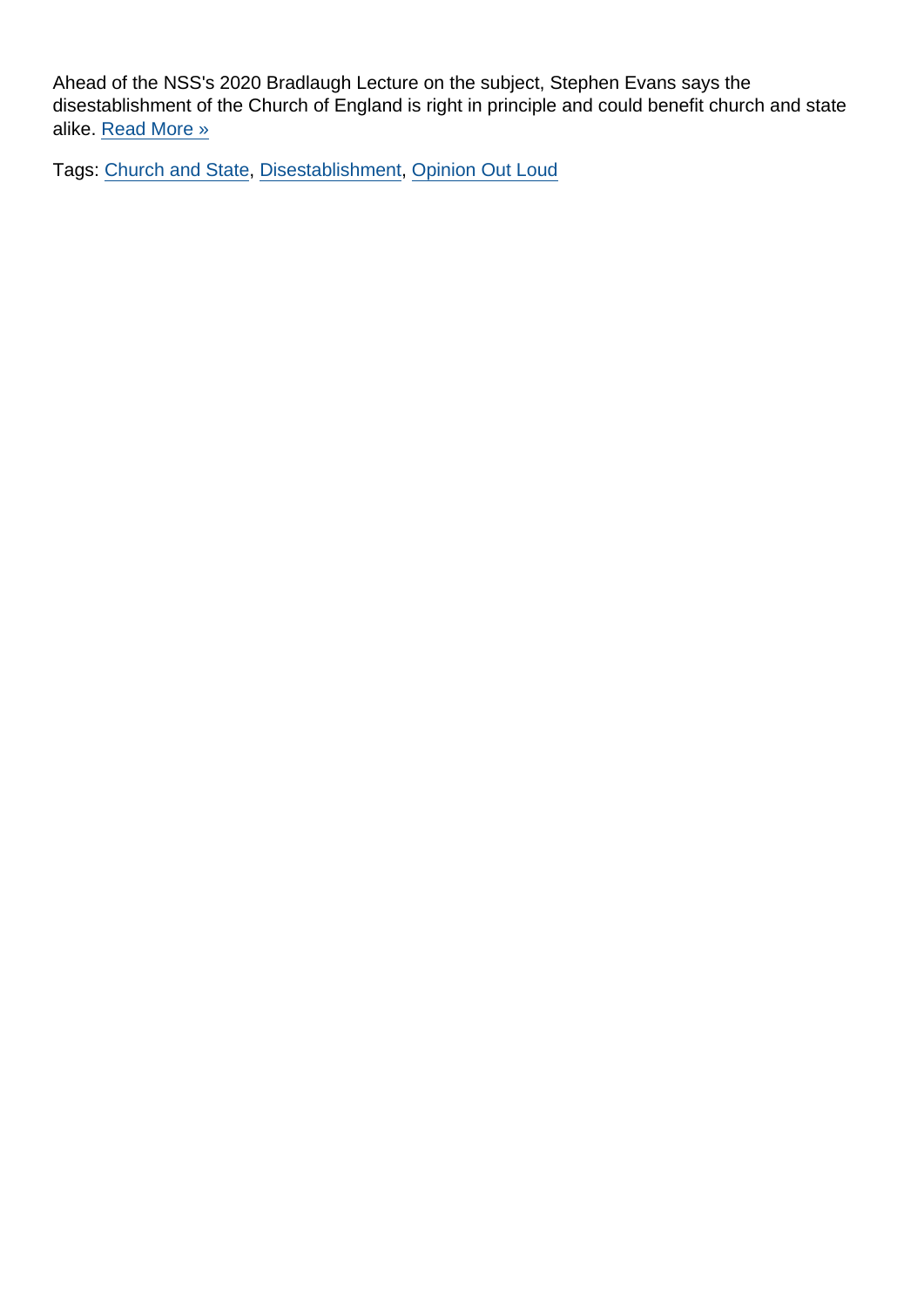Ahead of the NSS's 2020 Bradlaugh Lecture on the subject, Stephen Evans says the disestablishment of the Church of England is right in principle and could benefit church and state alike. Read More »

Tags: Church and State, Disestablishment, Opinion Out Loud